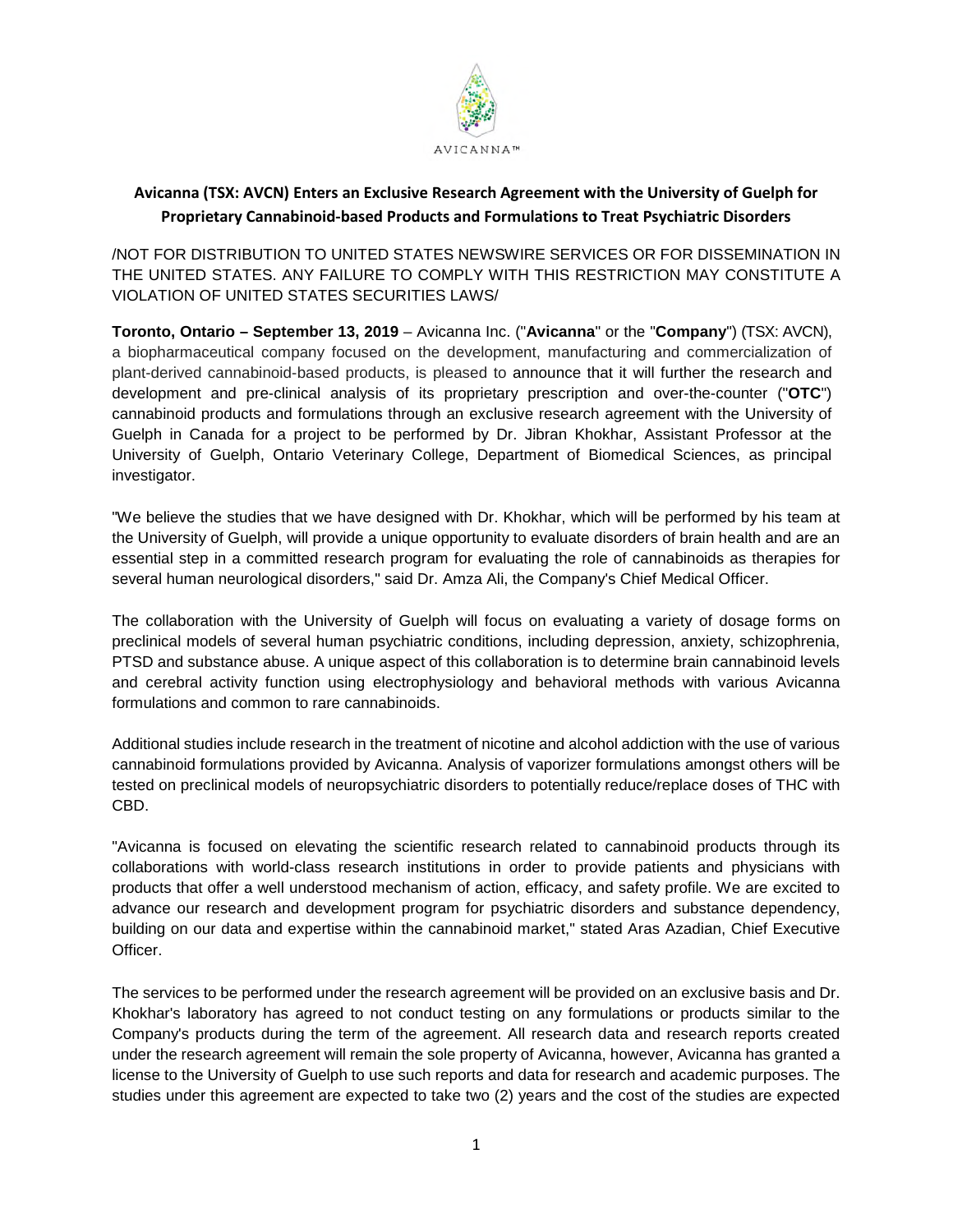AVICANNA™

**Avicanna (TSX: AVCN) Enters an Exclusive Research Agreement with the University of Guelph for Proprietary Cannabinoid-based Products and Formulations to Treat Psychiatric Disorders**

/NOT FOR DISTRIBUTION TO UNITED STATES NEWSWIRE SERVICES OR FOR DISSEMINATION IN THE UNITED STATES. ANY FAILURE TO COMPLY WITH THIS RESTRICTION MAY CONSTITUTE A VIOLATION OF UNITED STATES SECURITIES LAWS/

**Toronto, Ontario – September 13, 2019** – Avicanna Inc. ("**Avicanna**" or the "**Company**") (TSX: AVCN), a biopharmaceutical company focused on the development, manufacturing and commercialization of plant-derived cannabinoid-based products, is pleased to announce that it will further the research and development and pre-clinical analysis of its proprietary prescription and over-the-counter ("**OTC**") cannabinoid products and formulations through an exclusive research agreement with the University of Guelph in Canada for a project to be performed by Dr. Jibran Khokhar, Assistant Professor at the University of Guelph, Ontario Veterinary College, Department of Biomedical Sciences, as principal investigator.

"We believe the studies that we have designed with Dr. Khokhar, which will be performed by his team at the University of Guelph, will provide a unique opportunity to evaluate disorders of brain health and are an essential step in a committed research program for evaluating the role of cannabinoids as therapies for several human neurological disorders," said Dr. Amza Ali, the Company's Chief Medical Officer.

The collaboration with the University of Guelph will focus on evaluating a variety of dosage forms on preclinical models of several human psychiatric conditions, including depression, anxiety, schizophrenia, PTSD and substance abuse. A unique aspect of this collaboration is to determine brain cannabinoid levels and cerebral activity function using electrophysiology and behavioral methods with various Avicanna formulations and common to rare cannabinoids.

Additional studies include research in the treatment of nicotine and alcohol addiction with the use of various cannabinoid formulations provided by Avicanna. Analysis of vaporizer formulations amongst others will be tested on preclinical models of neuropsychiatric disorders to potentially reduce/replace doses of THC with CBD.

"Avicanna is focused on elevating the scientific research related to cannabinoid products through its collaborations with world-class research institutions in order to provide patients and physicians with products that offer a well understood mechanism of action, efficacy, and safety profile. We are excited to advance our research and development program for psychiatric disorders and substance dependency, building on our data and expertise within the cannabinoid market," stated Aras Azadian, Chief Executive Officer.

The services to be performed under the research agreement will be provided on an exclusive basis and Dr. Khokhar's laboratory has agreed to not conduct testing on any formulations or products similar to the Company's products during the term of the agreement. All research data and research reports created under the research agreement will remain the sole property of Avicanna, however, Avicanna has granted a license to the University of Guelph to use such reports and data for research and academic purposes. The studies under this agreement are expected to take two (2) years and the cost of the studies are expected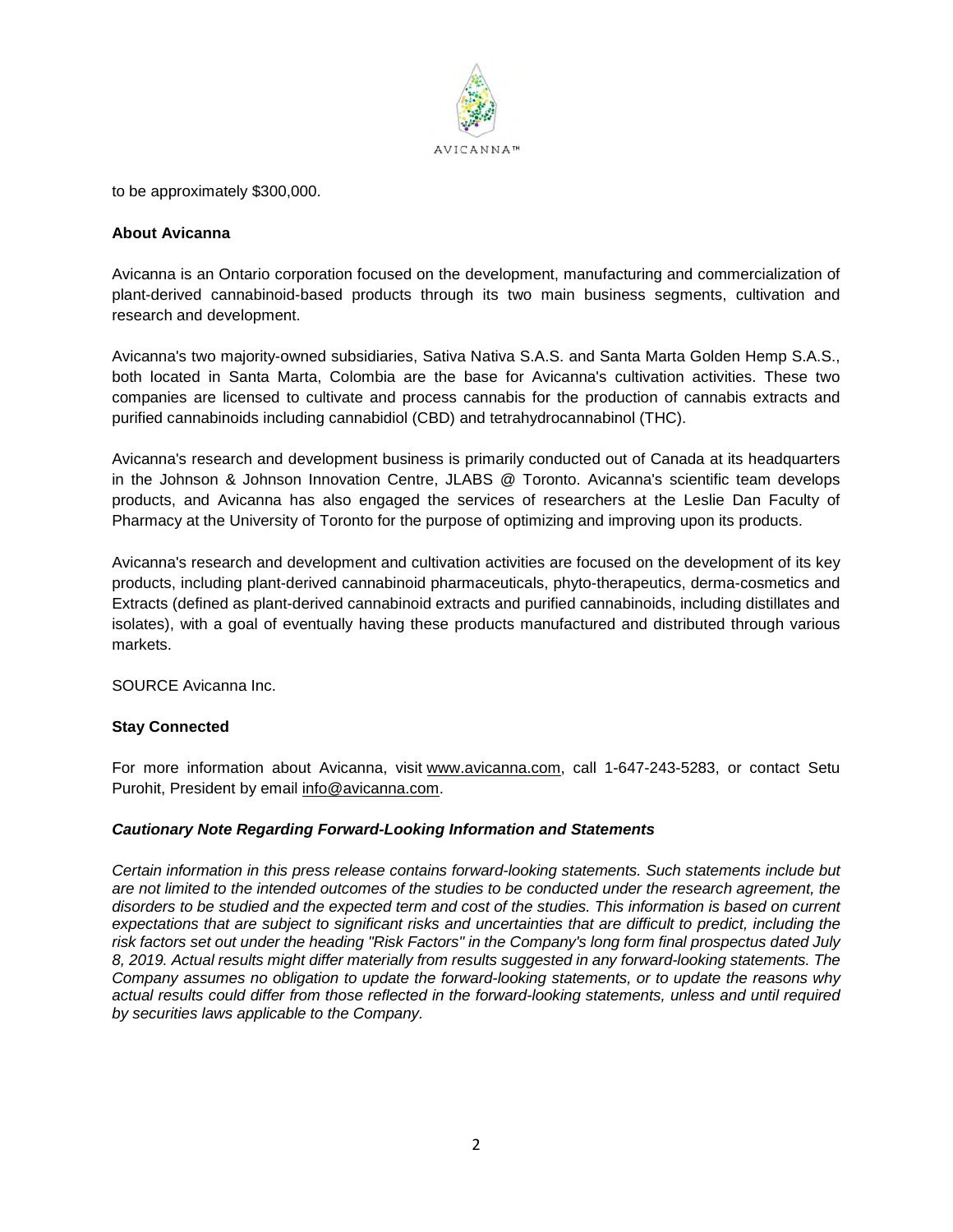to be approximately $300,000.

**About Avicanna**

Avicanna is an Ontario corporation focused on the development, manufacturing and commercialization of plant-derived cannabinoid-based products through its two main business segments, cultivation and research and development.

Avicanna's two majority-owned subsidiaries, Sativa Nativa S.A.S. and Santa Marta Golden Hemp S.A.S., both located in Santa Marta, Colombia are the base for Avicanna's cultivation activities. These two companies are licensed to cultivate and process cannabis for the production of cannabis extracts and purified cannabinoids including cannabidiol (CBD) and tetrahydrocannabinol (THC).

Avicanna's research and development business is primarily conducted out of Canada at its headquarters in the Johnson & Johnson Innovation Centre, JLABS @ Toronto. Avicanna's scientific team develops products, and Avicanna has also engaged the services of researchers at the Leslie Dan Faculty of Pharmacy at the University of Toronto for the purpose of optimizing and improving upon its products.

Avicanna's research and development and cultivation activities are focused on the development of its key products, including plant-derived cannabinoid pharmaceuticals, phyto-therapeutics, derma-cosmetics and Extracts (defined as plant-derived cannabinoid extracts and purified cannabinoids, including distillates and isolates), with a goal of eventually having these products manufactured and distributed through various markets.

SOURCE Avicanna Inc.

**Stay Connected**

For more information about Avicanna, visit www.avicanna.com, call 1-647-243-5283, or contact Setu Purohit, President by email info@avicanna.com.

***Cautionary Note Regarding Forward-Looking Information and Statements***

*Certain information in this press release contains forward-looking statements. Such statements include but are not limited to the intended outcomes of the studies to be conducted under the research agreement, the disorders to be studied and the expected term and cost of the studies. This information is based on current expectations that are subject to significant risks and uncertainties that are difficult to predict, including the risk factors set out under the heading "Risk Factors" in the Company's long form final prospectus dated July 8, 2019. Actual results might differ materially from results suggested in any forward-looking statements. The Company assumes no obligation to update the forward-looking statements, or to update the reasons why actual results could differ from those reflected in the forward-looking statements, unless and until required by securities laws applicable to the Company.*